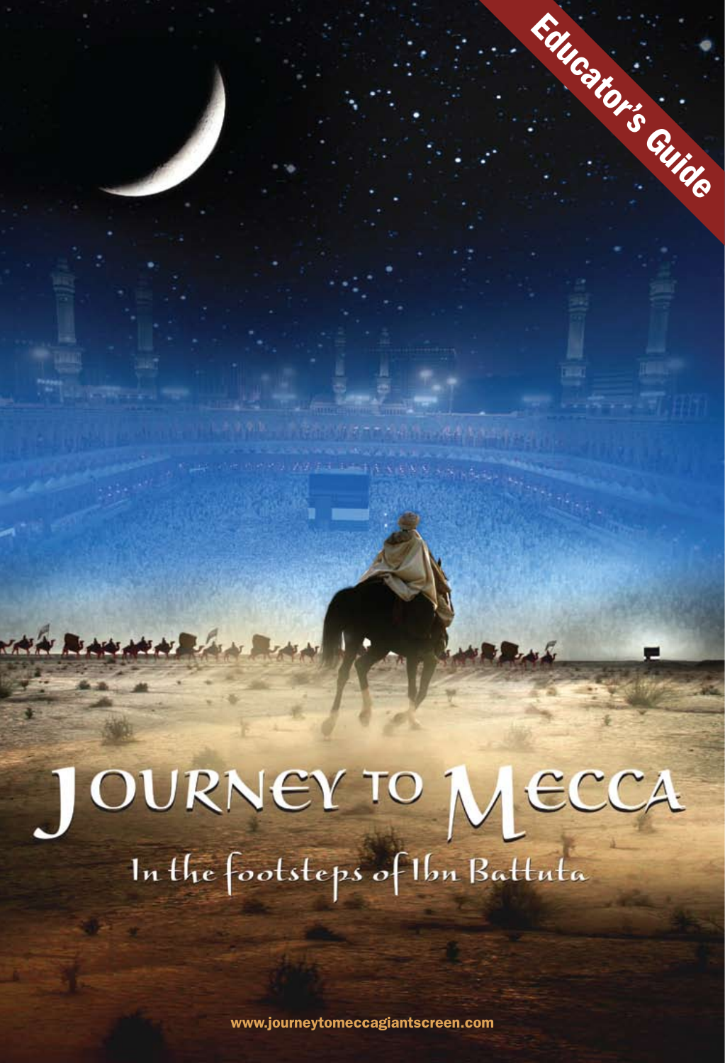Educator's Guide

# Journey to Mecca

## In the footsteps of Ibn Battuta

www.journeytomeccagiantscreen.com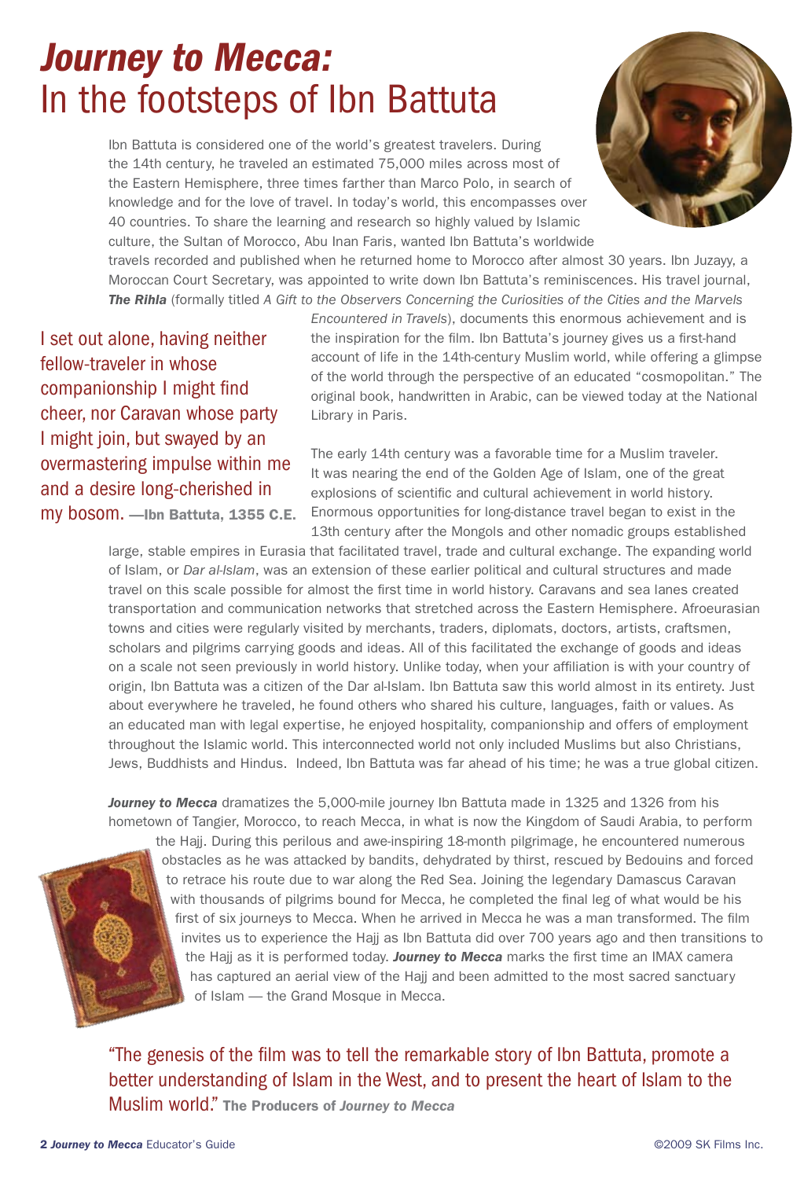# *Journey to Mecca:* In the footsteps of Ibn Battuta

Ibn Battuta is considered one of the world's greatest travelers. During the 14th century, he traveled an estimated 75,000 miles across most of the Eastern Hemisphere, three times farther than Marco Polo, in search of knowledge and for the love of travel. In today's world, this encompasses over 40 countries. To share the learning and research so highly valued by Islamic culture, the Sultan of Morocco, Abu Inan Faris, wanted Ibn Battuta's worldwide travels recorded and published when he returned home to Morocco after almost 30 years. Ibn Juzayy, a Moroccan Court Secretary, was appointed to write down Ibn Battuta's reminiscences. His travel journal, ***The Rihla*** (formally titled *A Gift to the Observers Concerning the Curiosities of the Cities and the Marvels Encountered in Travels*), documents this enormous achievement and is the inspiration for the film. Ibn Battuta's journey gives us a first-hand account of life in the 14th-century Muslim world, while offering a glimpse of the world through the perspective of an educated "cosmopolitan." The original book, handwritten in Arabic, can be viewed today at the National Library in Paris.

> I set out alone, having neither fellow-traveler in whose companionship I might find cheer, nor Caravan whose party I might join, but swayed by an overmastering impulse within me and a desire long-cherished in my bosom. **—Ibn Battuta, 1355 C.E.**

The early 14th century was a favorable time for a Muslim traveler. It was nearing the end of the Golden Age of Islam, one of the great explosions of scientific and cultural achievement in world history. Enormous opportunities for long-distance travel began to exist in the 13th century after the Mongols and other nomadic groups established large, stable empires in Eurasia that facilitated travel, trade and cultural exchange. The expanding world of Islam, or *Dar al-Islam*, was an extension of these earlier political and cultural structures and made travel on this scale possible for almost the first time in world history. Caravans and sea lanes created transportation and communication networks that stretched across the Eastern Hemisphere. Afroeurasian towns and cities were regularly visited by merchants, traders, diplomats, doctors, artists, craftsmen, scholars and pilgrims carrying goods and ideas. All of this facilitated the exchange of goods and ideas on a scale not seen previously in world history. Unlike today, when your affiliation is with your country of origin, Ibn Battuta was a citizen of the Dar al-Islam. Ibn Battuta saw this world almost in its entirety. Just about everywhere he traveled, he found others who shared his culture, languages, faith or values. As an educated man with legal expertise, he enjoyed hospitality, companionship and offers of employment throughout the Islamic world. This interconnected world not only included Muslims but also Christians, Jews, Buddhists and Hindus. Indeed, Ibn Battuta was far ahead of his time; he was a true global citizen.

***Journey to Mecca*** dramatizes the 5,000-mile journey Ibn Battuta made in 1325 and 1326 from his hometown of Tangier, Morocco, to reach Mecca, in what is now the Kingdom of Saudi Arabia, to perform the Hajj. During this perilous and awe-inspiring 18-month pilgrimage, he encountered numerous obstacles as he was attacked by bandits, dehydrated by thirst, rescued by Bedouins and forced to retrace his route due to war along the Red Sea. Joining the legendary Damascus Caravan with thousands of pilgrims bound for Mecca, he completed the final leg of what would be his first of six journeys to Mecca. When he arrived in Mecca he was a man transformed. The film invites us to experience the Hajj as Ibn Battuta did over 700 years ago and then transitions to the Hajj as it is performed today. ***Journey to Mecca*** marks the first time an IMAX camera has captured an aerial view of the Hajj and been admitted to the most sacred sanctuary of Islam — the Grand Mosque in Mecca.

> "The genesis of the film was to tell the remarkable story of Ibn Battuta, promote a better understanding of Islam in the West, and to present the heart of Islam to the Muslim world." **The Producers of *Journey to Mecca***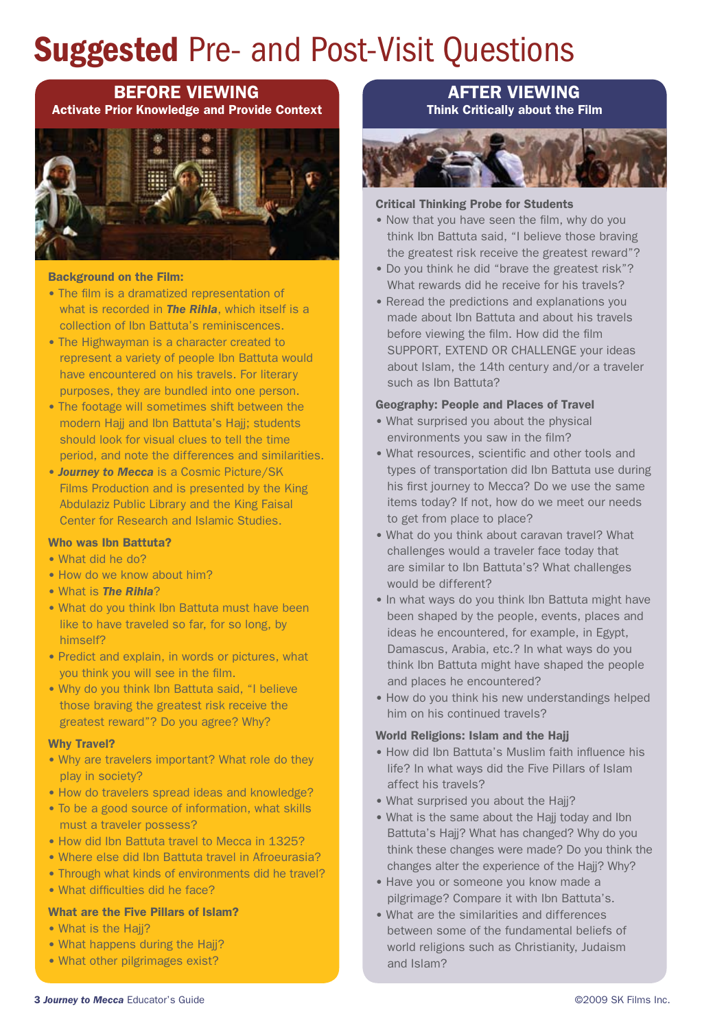# **Suggested** Pre- and Post-Visit Questions

## BEFORE VIEWING

**Activate Prior Knowledge and Provide Context**

### Background on the Film:

- The film is a dramatized representation of what is recorded in ***The Rihla***, which itself is a collection of Ibn Battuta's reminiscences.
- The Highwayman is a character created to represent a variety of people Ibn Battuta would have encountered on his travels. For literary purposes, they are bundled into one person.
- The footage will sometimes shift between the modern Hajj and Ibn Battuta's Hajj; students should look for visual clues to tell the time period, and note the differences and similarities.
- ***Journey to Mecca*** is a Cosmic Picture/SK Films Production and is presented by the King Abdulaziz Public Library and the King Faisal Center for Research and Islamic Studies.

### Who was Ibn Battuta?

- What did he do?
- How do we know about him?
- What is ***The Rihla***?
- What do you think Ibn Battuta must have been like to have traveled so far, for so long, by himself?
- Predict and explain, in words or pictures, what you think you will see in the film.
- Why do you think Ibn Battuta said, "I believe those braving the greatest risk receive the greatest reward"? Do you agree? Why?

### Why Travel?

- Why are travelers important? What role do they play in society?
- How do travelers spread ideas and knowledge?
- To be a good source of information, what skills must a traveler possess?
- How did Ibn Battuta travel to Mecca in 1325?
- Where else did Ibn Battuta travel in Afroeurasia?
- Through what kinds of environments did he travel?
- What difficulties did he face?

### What are the Five Pillars of Islam?

- What is the Hajj?
- What happens during the Hajj?
- What other pilgrimages exist?

## AFTER VIEWING

**Think Critically about the Film**

### Critical Thinking Probe for Students

- Now that you have seen the film, why do you think Ibn Battuta said, "I believe those braving the greatest risk receive the greatest reward"?
- Do you think he did "brave the greatest risk"? What rewards did he receive for his travels?
- Reread the predictions and explanations you made about Ibn Battuta and about his travels before viewing the film. How did the film SUPPORT, EXTEND OR CHALLENGE your ideas about Islam, the 14th century and/or a traveler such as Ibn Battuta?

### Geography: People and Places of Travel

- What surprised you about the physical environments you saw in the film?
- What resources, scientific and other tools and types of transportation did Ibn Battuta use during his first journey to Mecca? Do we use the same items today? If not, how do we meet our needs to get from place to place?
- What do you think about caravan travel? What challenges would a traveler face today that are similar to Ibn Battuta's? What challenges would be different?
- In what ways do you think Ibn Battuta might have been shaped by the people, events, places and ideas he encountered, for example, in Egypt, Damascus, Arabia, etc.? In what ways do you think Ibn Battuta might have shaped the people and places he encountered?
- How do you think his new understandings helped him on his continued travels?

### World Religions: Islam and the Hajj

- How did Ibn Battuta's Muslim faith influence his life? In what ways did the Five Pillars of Islam affect his travels?
- What surprised you about the Hajj?
- What is the same about the Hajj today and Ibn Battuta's Hajj? What has changed? Why do you think these changes were made? Do you think the changes alter the experience of the Hajj? Why?
- Have you or someone you know made a pilgrimage? Compare it with Ibn Battuta's.
- What are the similarities and differences between some of the fundamental beliefs of world religions such as Christianity, Judaism and Islam?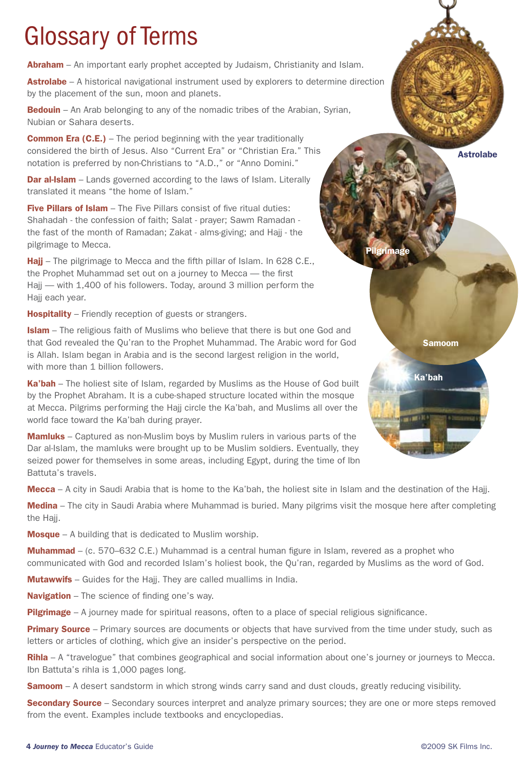# Glossary of Terms

**Abraham** – An important early prophet accepted by Judaism, Christianity and Islam.

**Astrolabe** – A historical navigational instrument used by explorers to determine direction by the placement of the sun, moon and planets.

**Bedouin** – An Arab belonging to any of the nomadic tribes of the Arabian, Syrian, Nubian or Sahara deserts.

**Common Era (C.E.)** – The period beginning with the year traditionally considered the birth of Jesus. Also "Current Era" or "Christian Era." This notation is preferred by non-Christians to "A.D.," or "Anno Domini."

**Dar al-Islam** – Lands governed according to the laws of Islam. Literally translated it means "the home of Islam."

**Five Pillars of Islam** – The Five Pillars consist of five ritual duties: Shahadah - the confession of faith; Salat - prayer; Sawm Ramadan - the fast of the month of Ramadan; Zakat - alms-giving; and Hajj - the pilgrimage to Mecca.

**Hajj** – The pilgrimage to Mecca and the fifth pillar of Islam. In 628 C.E., the Prophet Muhammad set out on a journey to Mecca — the first Hajj — with 1,400 of his followers. Today, around 3 million perform the Hajj each year.

**Hospitality** – Friendly reception of guests or strangers.

**Islam** – The religious faith of Muslims who believe that there is but one God and that God revealed the Qu'ran to the Prophet Muhammad. The Arabic word for God is Allah. Islam began in Arabia and is the second largest religion in the world, with more than 1 billion followers.

**Ka'bah** – The holiest site of Islam, regarded by Muslims as the House of God built by the Prophet Abraham. It is a cube-shaped structure located within the mosque at Mecca. Pilgrims performing the Hajj circle the Ka'bah, and Muslims all over the world face toward the Ka'bah during prayer.

**Mamluks** – Captured as non-Muslim boys by Muslim rulers in various parts of the Dar al-Islam, the mamluks were brought up to be Muslim soldiers. Eventually, they seized power for themselves in some areas, including Egypt, during the time of Ibn Battuta's travels.

**Mecca** – A city in Saudi Arabia that is home to the Ka'bah, the holiest site in Islam and the destination of the Hajj.

**Medina** – The city in Saudi Arabia where Muhammad is buried. Many pilgrims visit the mosque here after completing the Hajj.

**Mosque** – A building that is dedicated to Muslim worship.

**Muhammad** – (c. 570–632 C.E.) Muhammad is a central human figure in Islam, revered as a prophet who communicated with God and recorded Islam's holiest book, the Qu'ran, regarded by Muslims as the word of God.

**Mutawwifs** – Guides for the Hajj. They are called muallims in India.

**Navigation** – The science of finding one's way.

**Pilgrimage** – A journey made for spiritual reasons, often to a place of special religious significance.

**Primary Source** – Primary sources are documents or objects that have survived from the time under study, such as letters or articles of clothing, which give an insider's perspective on the period.

**Rihla** – A "travelogue" that combines geographical and social information about one's journey or journeys to Mecca. Ibn Battuta's rihla is 1,000 pages long.

**Samoom** – A desert sandstorm in which strong winds carry sand and dust clouds, greatly reducing visibility.

**Secondary Source** – Secondary sources interpret and analyze primary sources; they are one or more steps removed from the event. Examples include textbooks and encyclopedias.

Astrolabe

Pilgrimage

Samoom

Ka'bah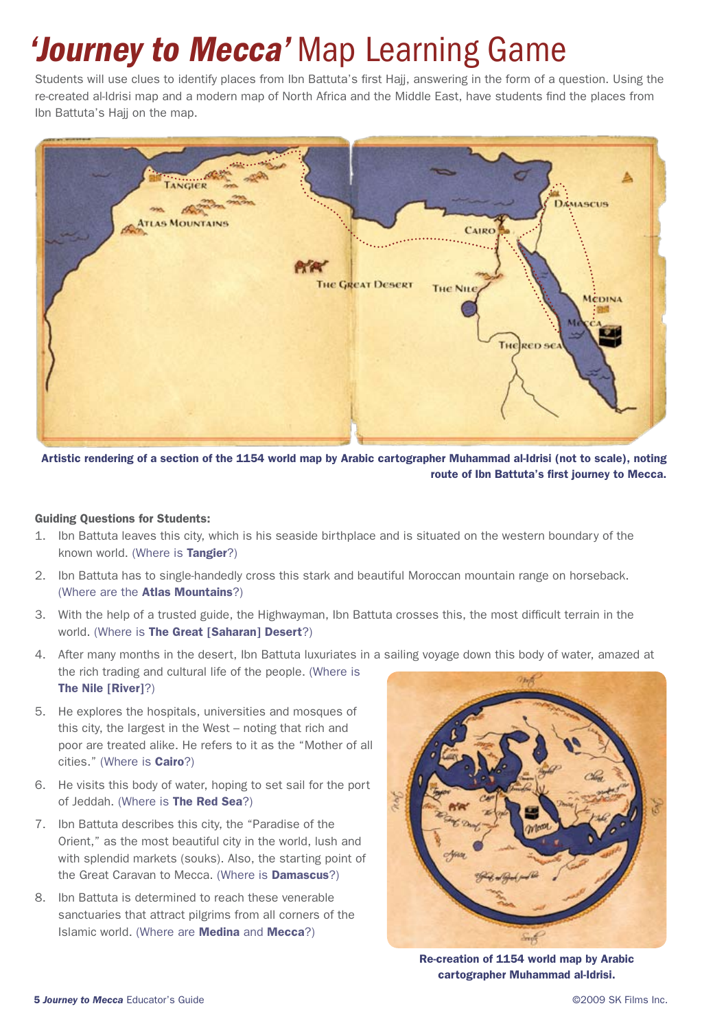# *'Journey to Mecca'* Map Learning Game

Students will use clues to identify places from Ibn Battuta's first Hajj, answering in the form of a question. Using the re-created al-Idrisi map and a modern map of North Africa and the Middle East, have students find the places from Ibn Battuta's Hajj on the map.

**Artistic rendering of a section of the 1154 world map by Arabic cartographer Muhammad al-Idrisi (not to scale), noting route of Ibn Battuta's first journey to Mecca.**

**Guiding Questions for Students:**

1. Ibn Battuta leaves this city, which is his seaside birthplace and is situated on the western boundary of the known world. (Where is **Tangier**?)
2. Ibn Battuta has to single-handedly cross this stark and beautiful Moroccan mountain range on horseback. (Where are the **Atlas Mountains**?)
3. With the help of a trusted guide, the Highwayman, Ibn Battuta crosses this, the most difficult terrain in the world. (Where is **The Great [Saharan] Desert**?)
4. After many months in the desert, Ibn Battuta luxuriates in a sailing voyage down this body of water, amazed at the rich trading and cultural life of the people. (Where is **The Nile [River]**?)
5. He explores the hospitals, universities and mosques of this city, the largest in the West – noting that rich and poor are treated alike. He refers to it as the "Mother of all cities." (Where is **Cairo**?)
6. He visits this body of water, hoping to set sail for the port of Jeddah. (Where is **The Red Sea**?)
7. Ibn Battuta describes this city, the "Paradise of the Orient," as the most beautiful city in the world, lush and with splendid markets (souks). Also, the starting point of the Great Caravan to Mecca. (Where is **Damascus**?)
8. Ibn Battuta is determined to reach these venerable sanctuaries that attract pilgrims from all corners of the Islamic world. (Where are **Medina** and **Mecca**?)

**Re-creation of 1154 world map by Arabic cartographer Muhammad al-Idrisi.**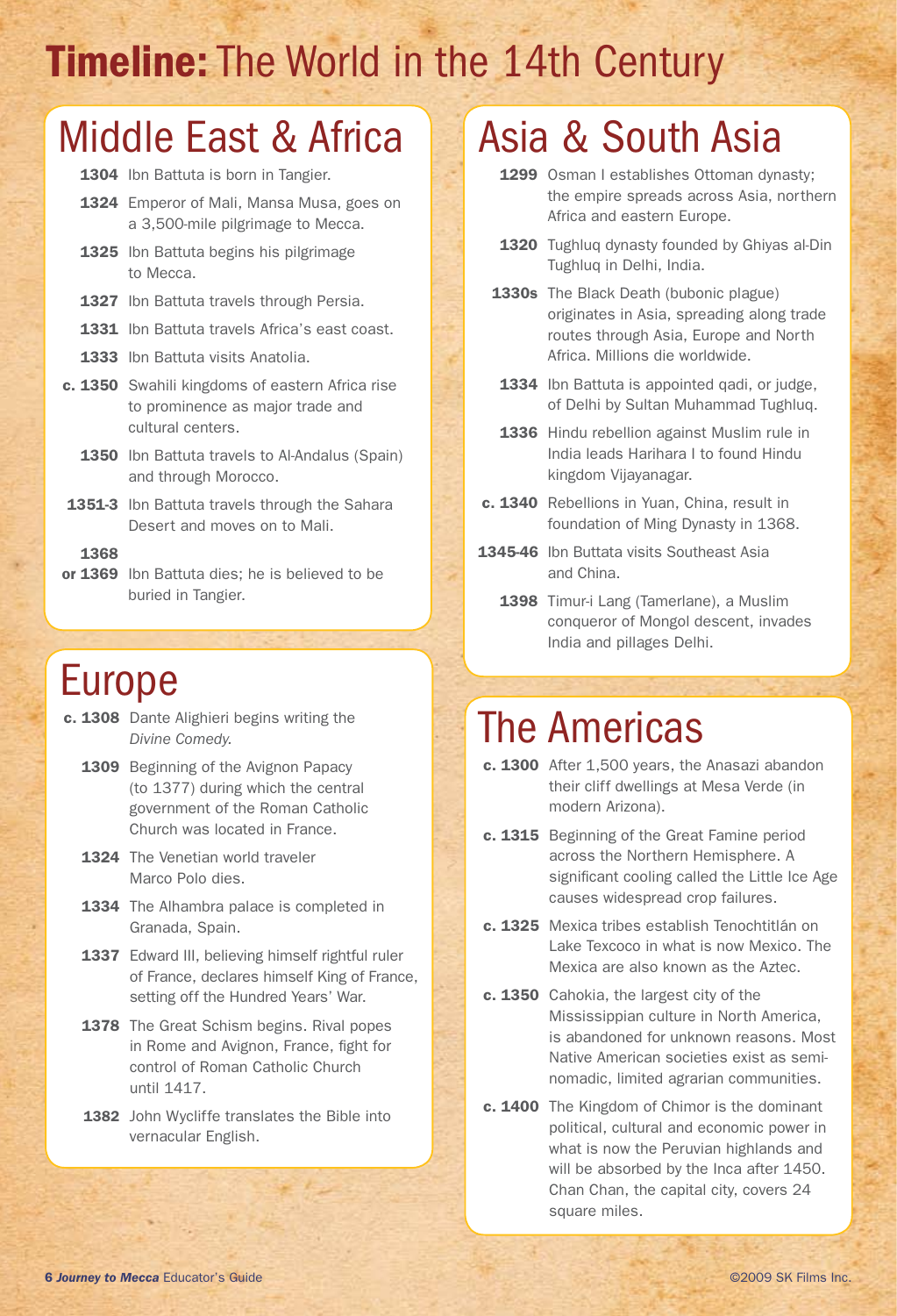# Timeline: The World in the 14th Century

## Middle East & Africa

- **1304** Ibn Battuta is born in Tangier.
- **1324** Emperor of Mali, Mansa Musa, goes on a 3,500-mile pilgrimage to Mecca.
- **1325** Ibn Battuta begins his pilgrimage to Mecca.
- **1327** Ibn Battuta travels through Persia.
- **1331** Ibn Battuta travels Africa's east coast.
- **1333** Ibn Battuta visits Anatolia.
- **c. 1350** Swahili kingdoms of eastern Africa rise to prominence as major trade and cultural centers.
- **1350** Ibn Battuta travels to Al-Andalus (Spain) and through Morocco.
- **1351-3** Ibn Battuta travels through the Sahara Desert and moves on to Mali.
- **1368 or 1369** Ibn Battuta dies; he is believed to be buried in Tangier.

## Europe

- **c. 1308** Dante Alighieri begins writing the *Divine Comedy*.
- **1309** Beginning of the Avignon Papacy (to 1377) during which the central government of the Roman Catholic Church was located in France.
- **1324** The Venetian world traveler Marco Polo dies.
- **1334** The Alhambra palace is completed in Granada, Spain.
- **1337** Edward III, believing himself rightful ruler of France, declares himself King of France, setting off the Hundred Years' War.
- **1378** The Great Schism begins. Rival popes in Rome and Avignon, France, fight for control of Roman Catholic Church until 1417.
- **1382** John Wycliffe translates the Bible into vernacular English.

## Asia & South Asia

- **1299** Osman I establishes Ottoman dynasty; the empire spreads across Asia, northern Africa and eastern Europe.
- **1320** Tughluq dynasty founded by Ghiyas al-Din Tughluq in Delhi, India.
- **1330s** The Black Death (bubonic plague) originates in Asia, spreading along trade routes through Asia, Europe and North Africa. Millions die worldwide.
- **1334** Ibn Battuta is appointed qadi, or judge, of Delhi by Sultan Muhammad Tughluq.
- **1336** Hindu rebellion against Muslim rule in India leads Harihara I to found Hindu kingdom Vijayanagar.
- **c. 1340** Rebellions in Yuan, China, result in foundation of Ming Dynasty in 1368.
- **1345-46** Ibn Buttata visits Southeast Asia and China.
- **1398** Timur-i Lang (Tamerlane), a Muslim conqueror of Mongol descent, invades India and pillages Delhi.

## The Americas

- **c. 1300** After 1,500 years, the Anasazi abandon their cliff dwellings at Mesa Verde (in modern Arizona).
- **c. 1315** Beginning of the Great Famine period across the Northern Hemisphere. A significant cooling called the Little Ice Age causes widespread crop failures.
- **c. 1325** Mexica tribes establish Tenochtitlán on Lake Texcoco in what is now Mexico. The Mexica are also known as the Aztec.
- **c. 1350** Cahokia, the largest city of the Mississippian culture in North America, is abandoned for unknown reasons. Most Native American societies exist as semi-nomadic, limited agrarian communities.
- **c. 1400** The Kingdom of Chimor is the dominant political, cultural and economic power in what is now the Peruvian highlands and will be absorbed by the Inca after 1450. Chan Chan, the capital city, covers 24 square miles.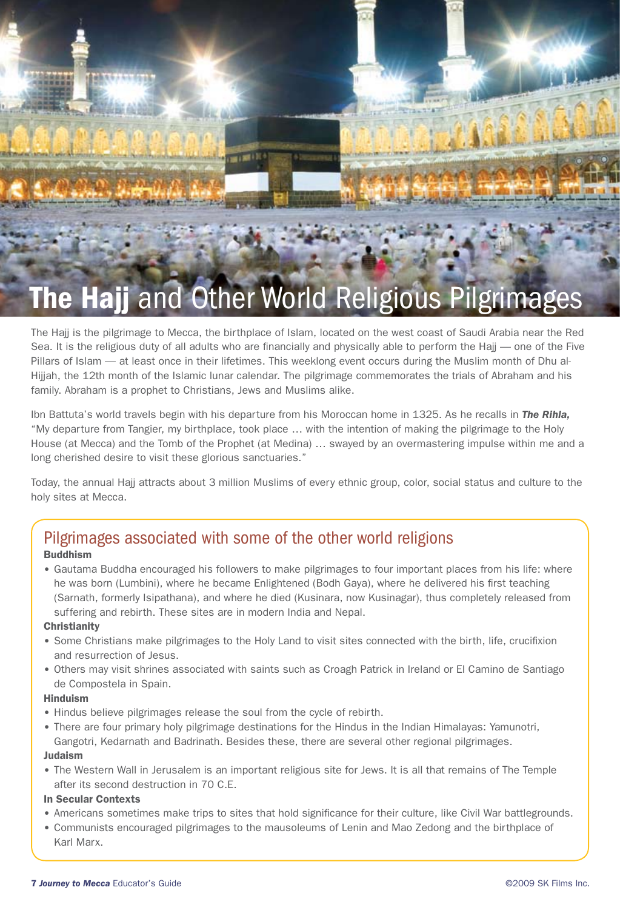# **The Hajj** and Other World Religious Pilgrimages

The Hajj is the pilgrimage to Mecca, the birthplace of Islam, located on the west coast of Saudi Arabia near the Red Sea. It is the religious duty of all adults who are financially and physically able to perform the Hajj — one of the Five Pillars of Islam — at least once in their lifetimes. This weeklong event occurs during the Muslim month of Dhu al-Hijjah, the 12th month of the Islamic lunar calendar. The pilgrimage commemorates the trials of Abraham and his family. Abraham is a prophet to Christians, Jews and Muslims alike.

Ibn Battuta's world travels begin with his departure from his Moroccan home in 1325. As he recalls in ***The Rihla,*** "My departure from Tangier, my birthplace, took place … with the intention of making the pilgrimage to the Holy House (at Mecca) and the Tomb of the Prophet (at Medina) … swayed by an overmastering impulse within me and a long cherished desire to visit these glorious sanctuaries."

Today, the annual Hajj attracts about 3 million Muslims of every ethnic group, color, social status and culture to the holy sites at Mecca.

## Pilgrimages associated with some of the other world religions

**Buddhism**

- Gautama Buddha encouraged his followers to make pilgrimages to four important places from his life: where he was born (Lumbini), where he became Enlightened (Bodh Gaya), where he delivered his first teaching (Sarnath, formerly Isipathana), and where he died (Kusinara, now Kusinagar), thus completely released from suffering and rebirth. These sites are in modern India and Nepal.

**Christianity**

- Some Christians make pilgrimages to the Holy Land to visit sites connected with the birth, life, crucifixion and resurrection of Jesus.
- Others may visit shrines associated with saints such as Croagh Patrick in Ireland or El Camino de Santiago de Compostela in Spain.

**Hinduism**

- Hindus believe pilgrimages release the soul from the cycle of rebirth.
- There are four primary holy pilgrimage destinations for the Hindus in the Indian Himalayas: Yamunotri, Gangotri, Kedarnath and Badrinath. Besides these, there are several other regional pilgrimages.

**Judaism**

- The Western Wall in Jerusalem is an important religious site for Jews. It is all that remains of The Temple after its second destruction in 70 C.E.

**In Secular Contexts**

- Americans sometimes make trips to sites that hold significance for their culture, like Civil War battlegrounds.
- Communists encouraged pilgrimages to the mausoleums of Lenin and Mao Zedong and the birthplace of Karl Marx.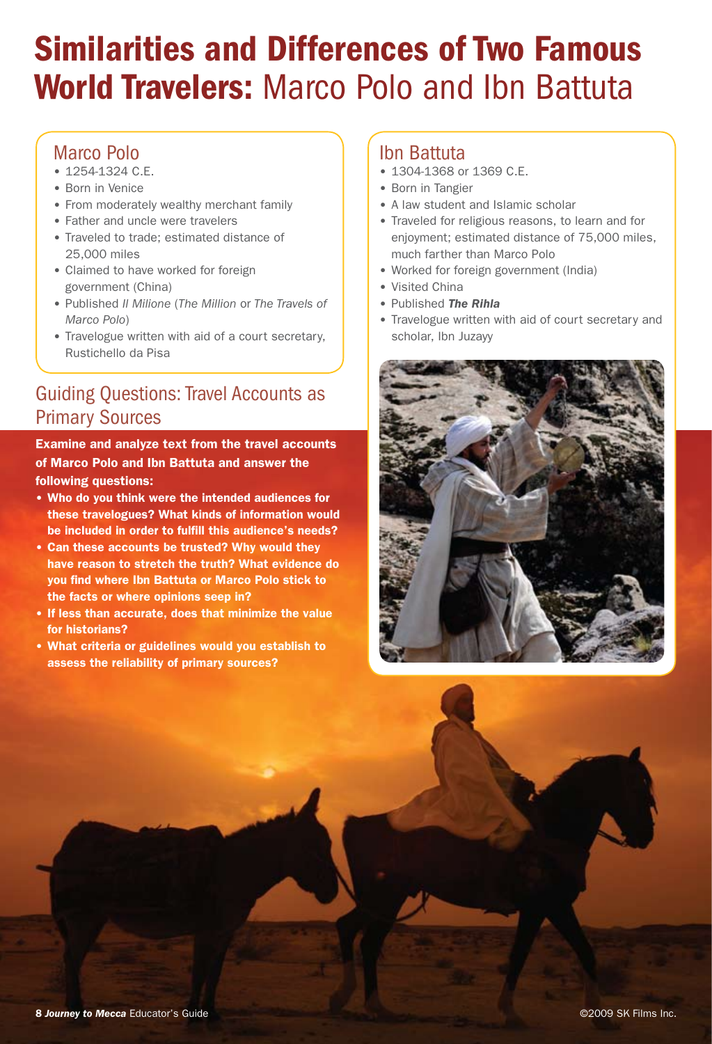# Similarities and Differences of Two Famous World Travelers: Marco Polo and Ibn Battuta

## Marco Polo

- 1254-1324 C.E.
- Born in Venice
- From moderately wealthy merchant family
- Father and uncle were travelers
- Traveled to trade; estimated distance of 25,000 miles
- Claimed to have worked for foreign government (China)
- Published *Il Milione* (*The Million* or *The Travels of Marco Polo*)
- Travelogue written with aid of a court secretary, Rustichello da Pisa

## Ibn Battuta

- 1304-1368 or 1369 C.E.
- Born in Tangier
- A law student and Islamic scholar
- Traveled for religious reasons, to learn and for enjoyment; estimated distance of 75,000 miles, much farther than Marco Polo
- Worked for foreign government (India)
- Visited China
- Published ***The Rihla***
- Travelogue written with aid of court secretary and scholar, Ibn Juzayy

## Guiding Questions: Travel Accounts as Primary Sources

**Examine and analyze text from the travel accounts of Marco Polo and Ibn Battuta and answer the following questions:**

- **Who do you think were the intended audiences for these travelogues? What kinds of information would be included in order to fulfill this audience's needs?**
- **Can these accounts be trusted? Why would they have reason to stretch the truth? What evidence do you find where Ibn Battuta or Marco Polo stick to the facts or where opinions seep in?**
- **If less than accurate, does that minimize the value for historians?**
- **What criteria or guidelines would you establish to assess the reliability of primary sources?**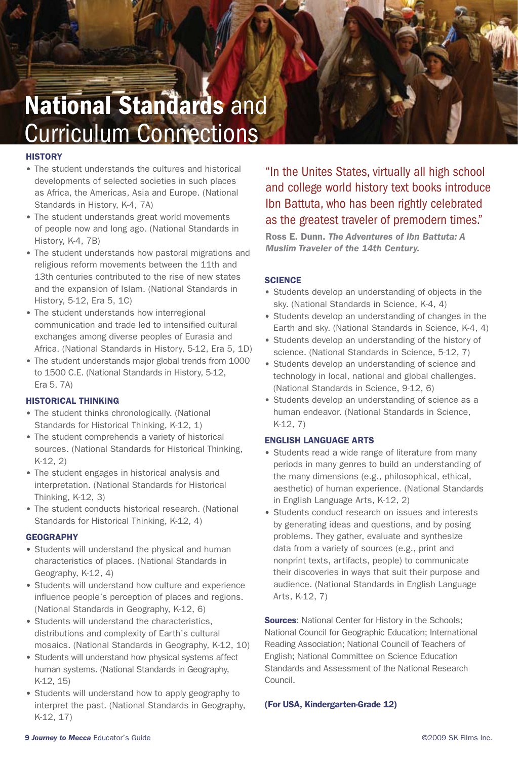# National Standards and Curriculum Connections

### HISTORY

- The student understands the cultures and historical developments of selected societies in such places as Africa, the Americas, Asia and Europe. (National Standards in History, K-4, 7A)
- The student understands great world movements of people now and long ago. (National Standards in History, K-4, 7B)
- The student understands how pastoral migrations and religious reform movements between the 11th and 13th centuries contributed to the rise of new states and the expansion of Islam. (National Standards in History, 5-12, Era 5, 1C)
- The student understands how interregional communication and trade led to intensified cultural exchanges among diverse peoples of Eurasia and Africa. (National Standards in History, 5-12, Era 5, 1D)
- The student understands major global trends from 1000 to 1500 C.E. (National Standards in History, 5-12, Era 5, 7A)

### HISTORICAL THINKING

- The student thinks chronologically. (National Standards for Historical Thinking, K-12, 1)
- The student comprehends a variety of historical sources. (National Standards for Historical Thinking, K-12, 2)
- The student engages in historical analysis and interpretation. (National Standards for Historical Thinking, K-12, 3)
- The student conducts historical research. (National Standards for Historical Thinking, K-12, 4)

### GEOGRAPHY

- Students will understand the physical and human characteristics of places. (National Standards in Geography, K-12, 4)
- Students will understand how culture and experience influence people's perception of places and regions. (National Standards in Geography, K-12, 6)
- Students will understand the characteristics, distributions and complexity of Earth's cultural mosaics. (National Standards in Geography, K-12, 10)
- Students will understand how physical systems affect human systems. (National Standards in Geography, K-12, 15)
- Students will understand how to apply geography to interpret the past. (National Standards in Geography, K-12, 17)

> "In the Unites States, virtually all high school and college world history text books introduce Ibn Battuta, who has been rightly celebrated as the greatest traveler of premodern times."
>
> **Ross E. Dunn. *The Adventures of Ibn Battuta: A Muslim Traveler of the 14th Century.***

### SCIENCE

- Students develop an understanding of objects in the sky. (National Standards in Science, K-4, 4)
- Students develop an understanding of changes in the Earth and sky. (National Standards in Science, K-4, 4)
- Students develop an understanding of the history of science. (National Standards in Science, 5-12, 7)
- Students develop an understanding of science and technology in local, national and global challenges. (National Standards in Science, 9-12, 6)
- Students develop an understanding of science as a human endeavor. (National Standards in Science, K-12, 7)

### ENGLISH LANGUAGE ARTS

- Students read a wide range of literature from many periods in many genres to build an understanding of the many dimensions (e.g., philosophical, ethical, aesthetic) of human experience. (National Standards in English Language Arts, K-12, 2)
- Students conduct research on issues and interests by generating ideas and questions, and by posing problems. They gather, evaluate and synthesize data from a variety of sources (e.g., print and nonprint texts, artifacts, people) to communicate their discoveries in ways that suit their purpose and audience. (National Standards in English Language Arts, K-12, 7)

**Sources**: National Center for History in the Schools; National Council for Geographic Education; International Reading Association; National Council of Teachers of English; National Committee on Science Education Standards and Assessment of the National Research Council.

**(For USA, Kindergarten-Grade 12)**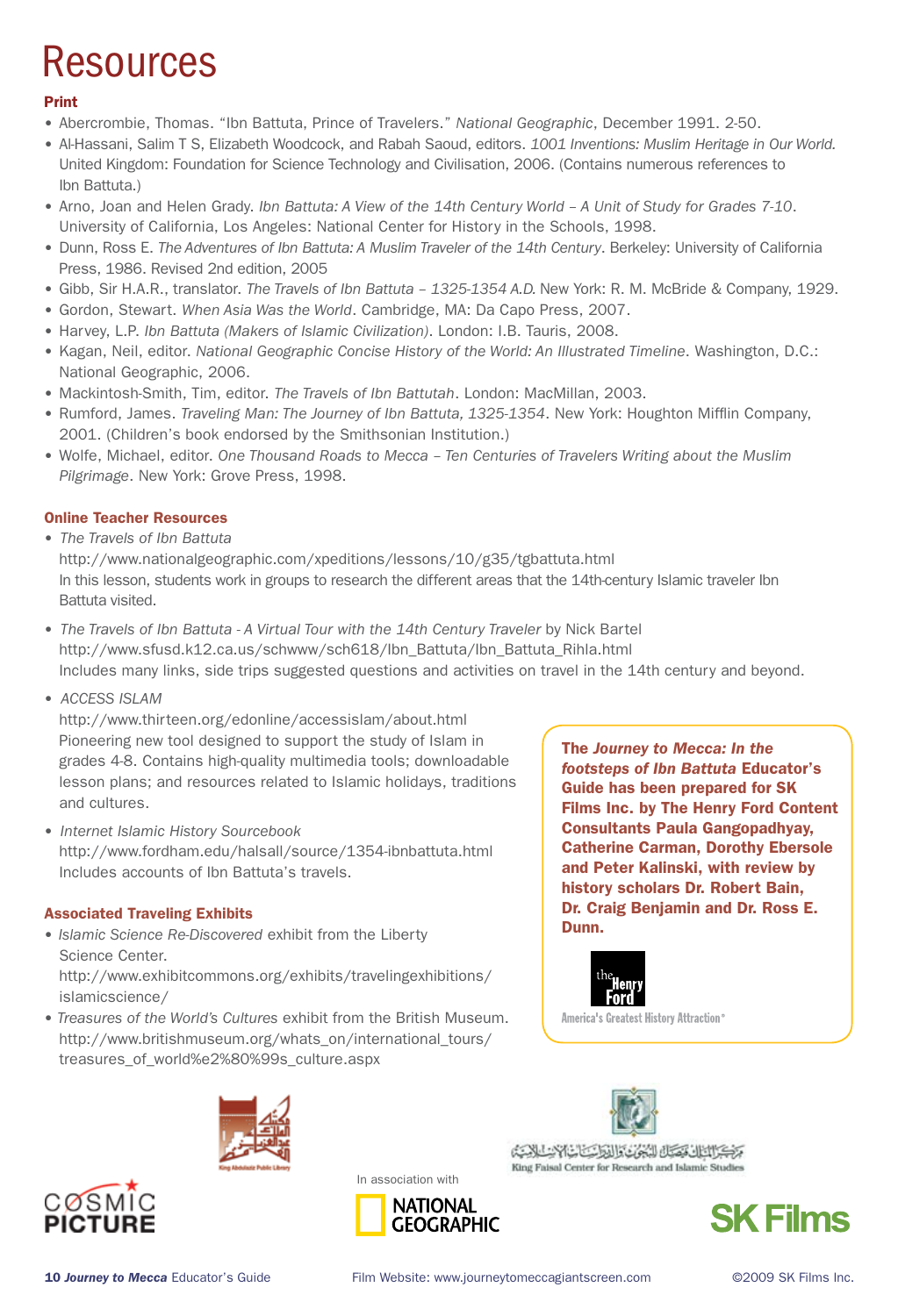# Resources

## Print

- Abercrombie, Thomas. "Ibn Battuta, Prince of Travelers." *National Geographic*, December 1991. 2-50.
- Al-Hassani, Salim T S, Elizabeth Woodcock, and Rabah Saoud, editors. *1001 Inventions: Muslim Heritage in Our World.* United Kingdom: Foundation for Science Technology and Civilisation, 2006. (Contains numerous references to Ibn Battuta.)
- Arno, Joan and Helen Grady. *Ibn Battuta: A View of the 14th Century World – A Unit of Study for Grades 7-10*. University of California, Los Angeles: National Center for History in the Schools, 1998.
- Dunn, Ross E. *The Adventures of Ibn Battuta: A Muslim Traveler of the 14th Century*. Berkeley: University of California Press, 1986. Revised 2nd edition, 2005
- Gibb, Sir H.A.R., translator. *The Travels of Ibn Battuta – 1325-1354 A.D.* New York: R. M. McBride & Company, 1929.
- Gordon, Stewart. *When Asia Was the World*. Cambridge, MA: Da Capo Press, 2007.
- Harvey, L.P. *Ibn Battuta (Makers of Islamic Civilization)*. London: I.B. Tauris, 2008.
- Kagan, Neil, editor. *National Geographic Concise History of the World: An Illustrated Timeline*. Washington, D.C.: National Geographic, 2006.
- Mackintosh-Smith, Tim, editor. *The Travels of Ibn Battutah*. London: MacMillan, 2003.
- Rumford, James. *Traveling Man: The Journey of Ibn Battuta, 1325-1354*. New York: Houghton Mifflin Company, 2001. (Children's book endorsed by the Smithsonian Institution.)
- Wolfe, Michael, editor. *One Thousand Roads to Mecca – Ten Centuries of Travelers Writing about the Muslim Pilgrimage*. New York: Grove Press, 1998.

## Online Teacher Resources

- *The Travels of Ibn Battuta*
  http://www.nationalgeographic.com/xpeditions/lessons/10/g35/tgbattuta.html
  In this lesson, students work in groups to research the different areas that the 14th-century Islamic traveler Ibn Battuta visited.
- *The Travels of Ibn Battuta - A Virtual Tour with the 14th Century Traveler* by Nick Bartel
  http://www.sfusd.k12.ca.us/schwww/sch618/Ibn_Battuta/Ibn_Battuta_Rihla.html
  Includes many links, side trips suggested questions and activities on travel in the 14th century and beyond.
- *ACCESS ISLAM*
  http://www.thirteen.org/edonline/accessislam/about.html
  Pioneering new tool designed to support the study of Islam in grades 4-8. Contains high-quality multimedia tools; downloadable lesson plans; and resources related to Islamic holidays, traditions and cultures.
- *Internet Islamic History Sourcebook*
  http://www.fordham.edu/halsall/source/1354-ibnbattuta.html
  Includes accounts of Ibn Battuta's travels.

## Associated Traveling Exhibits

- *Islamic Science Re-Discovered* exhibit from the Liberty Science Center.
  http://www.exhibitcommons.org/exhibits/travelingexhibitions/islamicscience/
- *Treasures of the World's Cultures* exhibit from the British Museum.
  http://www.britishmuseum.org/whats_on/international_tours/treasures_of_world%e2%80%99s_culture.aspx

**The *Journey to Mecca: In the footsteps of Ibn Battuta* Educator's Guide has been prepared for SK Films Inc. by The Henry Ford Content Consultants Paula Gangopadhyay, Catherine Carman, Dorothy Ebersole and Peter Kalinski, with review by history scholars Dr. Robert Bain, Dr. Craig Benjamin and Dr. Ross E. Dunn.**

the Henry Ford
America's Greatest History Attraction®

King Abdulaziz Public Library

مركز الملك فيصل للبحوث والدراسات الإسلامية
King Faisal Center for Research and Islamic Studies

COSMIC PICTURE

In association with
NATIONAL GEOGRAPHIC

SK Films

Film Website: www.journeytomeccagiantscreen.com

©2009 SK Films Inc.